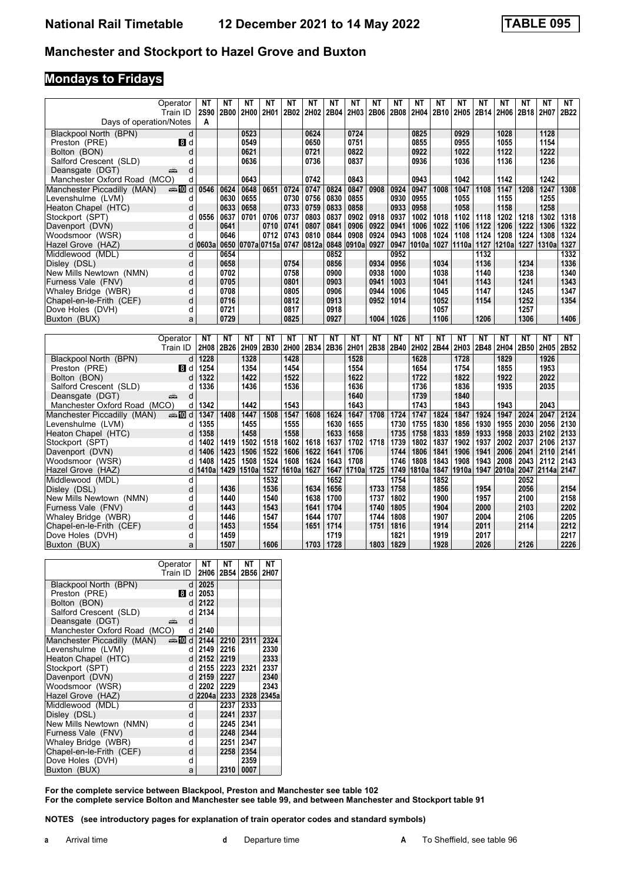# National Rail Timetable 12 December 2021 to 14 May 2022 TABLE 095

## Manchester and Stockport to Hazel Grove and Buxton

### Mondays to Fridays

| Operator | | NT | NT | NT | NT | NT | NT | NT | NT | NT | NT | NT | NT | NT | NT | NT | NT | NT | NT |
|---|---|---|---|---|---|---|---|---|---|---|---|---|---|---|---|---|---|---|---|
| Train ID | | 2S90 | 2B00 | 2H00 | 2H01 | 2B02 | 2H02 | 2B04 | 2H03 | 2B06 | 2B08 | 2H04 | 2B10 | 2H05 | 2B14 | 2H06 | 2B18 | 2H07 | 2B22 |
| Days of operation/Notes | | A | | | | | | | | | | | | | | | | | |
| Blackpool North (BPN) | d | | | 0523 | | | 0624 | | 0724 | | | 0825 | | 0929 | | 1028 | | 1128 | |
| Preston (PRE) | 8 d | | | 0549 | | | 0650 | | 0751 | | | 0855 | | 0955 | | 1055 | | 1154 | |
| Bolton (BON) | d | | | 0621 | | | 0721 | | 0822 | | | 0922 | | 1022 | | 1122 | | 1222 | |
| Salford Crescent (SLD) | d | | | 0636 | | | 0736 | | 0837 | | | 0936 | | 1036 | | 1136 | | 1236 | |
| Deansgate (DGT) | d | | | | | | | | | | | | | | | | | | |
| Manchester Oxford Road (MCO) | d | | | 0643 | | | 0742 | | 0843 | | | 0943 | | 1042 | | 1142 | | 1242 | |
| Manchester Piccadilly (MAN) | 10 d | 0546 | 0624 | 0648 | 0651 | 0724 | 0747 | 0824 | 0847 | 0908 | 0924 | 0947 | 1008 | 1047 | 1108 | 1147 | 1208 | 1247 | 1308 |
| Levenshulme (LVM) | d | | 0630 | 0655 | | 0730 | 0756 | 0830 | 0855 | | 0930 | 0955 | | 1055 | | 1155 | | 1255 | |
| Heaton Chapel (HTC) | d | | 0633 | 0658 | | 0733 | 0759 | 0833 | 0858 | | 0933 | 0958 | | 1058 | | 1158 | | 1258 | |
| Stockport (SPT) | d | 0556 | 0637 | 0701 | 0706 | 0737 | 0803 | 0837 | 0902 | 0918 | 0937 | 1002 | 1018 | 1102 | 1118 | 1202 | 1218 | 1302 | 1318 |
| Davenport (DVN) | d | | 0641 | | 0710 | 0741 | 0807 | 0841 | 0906 | 0922 | 0941 | 1006 | 1022 | 1106 | 1122 | 1206 | 1222 | 1306 | 1322 |
| Woodsmoor (WSR) | d | | 0646 | | 0712 | 0743 | 0810 | 0844 | 0908 | 0924 | 0943 | 1008 | 1024 | 1108 | 1124 | 1208 | 1224 | 1308 | 1324 |
| Hazel Grove (HAZ) | d | 0603a | 0650 | 0707a | 0715a | 0747 | 0812a | 0848 | 0910a | 0927 | 0947 | 1010a | 1027 | 1110a | 1127 | 1210a | 1227 | 1310a | 1327 |
| Middlewood (MDL) | d | | 0654 | | | | | 0852 | | | 0952 | | | | 1132 | | | | 1332 |
| Disley (DSL) | d | | 0658 | | | 0754 | | 0856 | | 0934 | 0956 | | 1034 | | 1136 | | 1234 | | 1336 |
| New Mills Newtown (NMN) | d | | 0702 | | | 0758 | | 0900 | | 0938 | 1000 | | 1038 | | 1140 | | 1238 | | 1340 |
| Furness Vale (FNV) | d | | 0705 | | | 0801 | | 0903 | | 0941 | 1003 | | 1041 | | 1143 | | 1241 | | 1343 |
| Whaley Bridge (WBR) | d | | 0708 | | | 0805 | | 0906 | | 0944 | 1006 | | 1045 | | 1147 | | 1245 | | 1347 |
| Chapel-en-le-Frith (CEF) | d | | 0716 | | | 0812 | | 0913 | | 0952 | 1014 | | 1052 | | 1154 | | 1252 | | 1354 |
| Dove Holes (DVH) | d | | 0721 | | | 0817 | | 0918 | | | | | 1057 | | | | 1257 | | |
| Buxton (BUX) | a | | 0729 | | | 0825 | | 0927 | | 1004 | 1026 | | 1106 | | 1206 | | 1306 | | 1406 |

| Operator | | NT | NT | NT | NT | NT | NT | NT | NT | NT | NT | NT | NT | NT | NT | NT | NT | NT | NT |
|---|---|---|---|---|---|---|---|---|---|---|---|---|---|---|---|---|---|---|---|
| Train ID | | 2H08 | 2B26 | 2H09 | 2B30 | 2H00 | 2B34 | 2B36 | 2H01 | 2B38 | 2B40 | 2H02 | 2B44 | 2H03 | 2B48 | 2H04 | 2B50 | 2H05 | 2B52 |
| Blackpool North (BPN) | d | 1228 | | 1328 | | 1428 | | | 1528 | | | 1628 | | 1728 | | 1829 | | 1926 | |
| Preston (PRE) | 8 d | 1254 | | 1354 | | 1454 | | | 1554 | | | 1654 | | 1754 | | 1855 | | 1953 | |
| Bolton (BON) | d | 1322 | | 1422 | | 1522 | | | 1622 | | | 1722 | | 1822 | | 1922 | | 2022 | |
| Salford Crescent (SLD) | d | 1336 | | 1436 | | 1536 | | | 1636 | | | 1736 | | 1836 | | 1935 | | 2035 | |
| Deansgate (DGT) | d | | | | | | | | 1640 | | | 1739 | | 1840 | | | | | |
| Manchester Oxford Road (MCO) | d | 1342 | | 1442 | | 1543 | | | 1643 | | | 1743 | | 1843 | | 1943 | | 2043 | |
| Manchester Piccadilly (MAN) | 10 d | 1347 | 1408 | 1447 | 1508 | 1547 | 1608 | 1624 | 1647 | 1708 | 1724 | 1747 | 1824 | 1847 | 1924 | 1947 | 2024 | 2047 | 2124 |
| Levenshulme (LVM) | d | 1355 | | 1455 | | 1555 | | 1630 | 1655 | | 1730 | 1755 | 1830 | 1856 | 1930 | 1955 | 2030 | 2056 | 2130 |
| Heaton Chapel (HTC) | d | 1358 | | 1458 | | 1558 | | 1633 | 1658 | | 1735 | 1758 | 1833 | 1859 | 1933 | 1958 | 2033 | 2102 | 2133 |
| Stockport (SPT) | d | 1402 | 1419 | 1502 | 1518 | 1602 | 1618 | 1637 | 1702 | 1718 | 1739 | 1802 | 1837 | 1902 | 1937 | 2002 | 2037 | 2106 | 2137 |
| Davenport (DVN) | d | 1406 | 1423 | 1506 | 1522 | 1606 | 1622 | 1641 | 1706 | | 1744 | 1806 | 1841 | 1906 | 1941 | 2006 | 2041 | 2110 | 2141 |
| Woodsmoor (WSR) | d | 1408 | 1425 | 1508 | 1524 | 1608 | 1624 | 1643 | 1708 | | 1746 | 1808 | 1843 | 1908 | 1943 | 2008 | 2043 | 2112 | 2143 |
| Hazel Grove (HAZ) | d | 1410a | 1429 | 1510a | 1527 | 1610a | 1627 | 1647 | 1710a | 1725 | 1749 | 1810a | 1847 | 1910a | 1947 | 2010a | 2047 | 2114a | 2147 |
| Middlewood (MDL) | d | | | | 1532 | | | 1652 | | | 1754 | | 1852 | | | | 2052 | | |
| Disley (DSL) | d | | 1436 | | 1536 | | 1634 | 1656 | | 1733 | 1758 | | 1856 | | 1954 | | 2056 | | 2154 |
| New Mills Newtown (NMN) | d | | 1440 | | 1540 | | 1638 | 1700 | | 1737 | 1802 | | 1900 | | 1957 | | 2100 | | 2158 |
| Furness Vale (FNV) | d | | 1443 | | 1543 | | 1641 | 1704 | | 1740 | 1805 | | 1904 | | 2000 | | 2103 | | 2202 |
| Whaley Bridge (WBR) | d | | 1446 | | 1547 | | 1644 | 1707 | | 1744 | 1808 | | 1907 | | 2004 | | 2106 | | 2205 |
| Chapel-en-le-Frith (CEF) | d | | 1453 | | 1554 | | 1651 | 1714 | | 1751 | 1816 | | 1914 | | 2011 | | 2114 | | 2212 |
| Dove Holes (DVH) | d | | 1459 | | | | | 1719 | | | 1821 | | 1919 | | 2017 | | | | 2217 |
| Buxton (BUX) | a | | 1507 | | 1606 | | 1703 | 1728 | | 1803 | 1829 | | 1928 | | 2026 | | 2126 | | 2226 |

| Operator | | NT | NT | NT | NT |
|---|---|---|---|---|---|
| Train ID | | 2H06 | 2B54 | 2B56 | 2H07 |
| Blackpool North (BPN) | d | 2025 | | | |
| Preston (PRE) | 8 d | 2053 | | | |
| Bolton (BON) | d | 2122 | | | |
| Salford Crescent (SLD) | d | 2134 | | | |
| Deansgate (DGT) | d | | | | |
| Manchester Oxford Road (MCO) | d | 2140 | | | |
| Manchester Piccadilly (MAN) | 10 d | 2144 | 2210 | 2311 | 2324 |
| Levenshulme (LVM) | d | 2149 | 2216 | | 2330 |
| Heaton Chapel (HTC) | d | 2152 | 2219 | | 2333 |
| Stockport (SPT) | d | 2155 | 2223 | 2321 | 2337 |
| Davenport (DVN) | d | 2159 | 2227 | | 2340 |
| Woodsmoor (WSR) | d | 2202 | 2229 | | 2343 |
| Hazel Grove (HAZ) | d | 2204a | 2233 | 2328 | 2345a |
| Middlewood (MDL) | d | | 2237 | 2333 | |
| Disley (DSL) | d | | 2241 | 2337 | |
| New Mills Newtown (NMN) | d | | 2245 | 2341 | |
| Furness Vale (FNV) | d | | 2248 | 2344 | |
| Whaley Bridge (WBR) | d | | 2251 | 2347 | |
| Chapel-en-le-Frith (CEF) | d | | 2258 | 2354 | |
| Dove Holes (DVH) | d | | | 2359 | |
| Buxton (BUX) | a | | 2310 | 0007 | |

**For the complete service between Blackpool, Preston and Manchester see table 102**
**For the complete service Bolton and Manchester see table 99, and between Manchester and Stockport table 91**

**NOTES (see introductory pages for explanation of train operator codes and standard symbols)**

**a** Arrival time
**d** Departure time
**A** To Sheffield, see table 96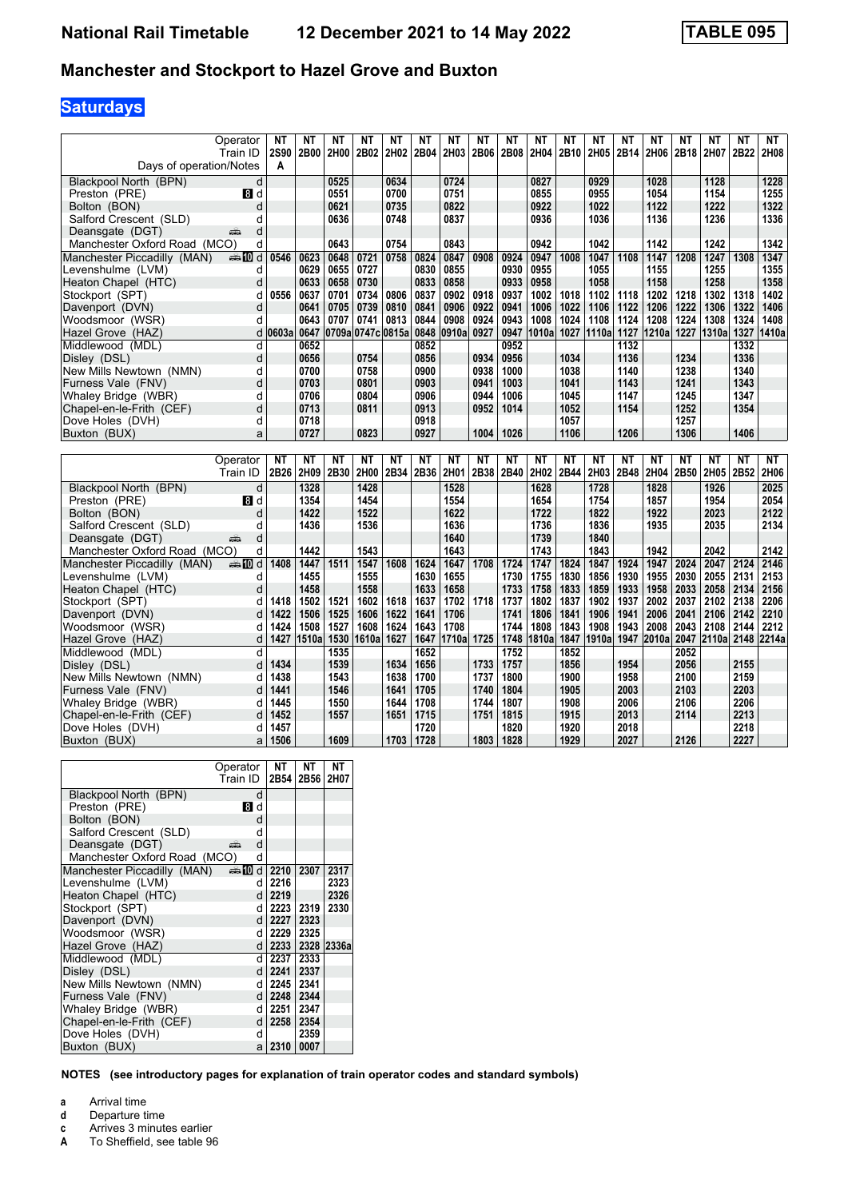# National Rail Timetable    12 December 2021 to 14 May 2022    TABLE 095

## Manchester and Stockport to Hazel Grove and Buxton

### Saturdays

| Operator | | NT | NT | NT | NT | NT | NT | NT | NT | NT | NT | NT | NT | NT | NT | NT | NT | NT | NT |
|---|---|---|---|---|---|---|---|---|---|---|---|---|---|---|---|---|---|---|---|
| Train ID | | 2S90 | 2B00 | 2H00 | 2B02 | 2H02 | 2B04 | 2H03 | 2B06 | 2B08 | 2H04 | 2B10 | 2H05 | 2B14 | 2H06 | 2B18 | 2H07 | 2B22 | 2H08 |
| Days of operation/Notes | | A | | | | | | | | | | | | | | | | | |
| Blackpool North (BPN) | d | | | 0525 | | 0634 | | 0724 | | | 0827 | | 0929 | | 1028 | | 1128 | | 1228 |
| Preston (PRE) | 8 d | | | 0551 | | 0700 | | 0751 | | | 0855 | | 0955 | | 1054 | | 1154 | | 1255 |
| Bolton (BON) | d | | | 0621 | | 0735 | | 0822 | | | 0922 | | 1022 | | 1122 | | 1222 | | 1322 |
| Salford Crescent (SLD) | d | | | 0636 | | 0748 | | 0837 | | | 0936 | | 1036 | | 1136 | | 1236 | | 1336 |
| Deansgate (DGT) | d | | | | | | | | | | | | | | | | | | |
| Manchester Oxford Road (MCO) | d | | | 0643 | | 0754 | | 0843 | | | 0942 | | 1042 | | 1142 | | 1242 | | 1342 |
| Manchester Piccadilly (MAN) | 10 d | 0546 | 0623 | 0648 | 0721 | 0758 | 0824 | 0847 | 0908 | 0924 | 0947 | 1008 | 1047 | 1108 | 1147 | 1208 | 1247 | 1308 | 1347 |
| Levenshulme (LVM) | d | | 0629 | 0655 | 0727 | | 0830 | 0855 | | 0930 | 0955 | | 1055 | | 1155 | | 1255 | | 1355 |
| Heaton Chapel (HTC) | d | | 0633 | 0658 | 0730 | | 0833 | 0858 | | 0933 | 0958 | | 1058 | | 1158 | | 1258 | | 1358 |
| Stockport (SPT) | d | 0556 | 0637 | 0701 | 0734 | 0806 | 0837 | 0902 | 0918 | 0937 | 1002 | 1018 | 1102 | 1118 | 1202 | 1218 | 1302 | 1318 | 1402 |
| Davenport (DVN) | d | | 0641 | 0705 | 0739 | 0810 | 0841 | 0906 | 0922 | 0941 | 1006 | 1022 | 1106 | 1122 | 1206 | 1222 | 1306 | 1322 | 1406 |
| Woodsmoor (WSR) | d | | 0643 | 0707 | 0741 | 0813 | 0844 | 0908 | 0924 | 0943 | 1008 | 1024 | 1108 | 1124 | 1208 | 1224 | 1308 | 1324 | 1408 |
| Hazel Grove (HAZ) | d | 0603a | 0647 | 0709a | 0747c | 0815a | 0848 | 0910a | 0927 | 0947 | 1010a | 1027 | 1110a | 1127 | 1210a | 1227 | 1310a | 1327 | 1410a |
| Middlewood (MDL) | d | | 0652 | | | | 0852 | | | 0952 | | | | 1132 | | | | 1332 | |
| Disley (DSL) | d | | 0656 | | 0754 | | 0856 | | 0934 | 0956 | | 1034 | | 1136 | | 1234 | | 1336 | |
| New Mills Newtown (NMN) | d | | 0700 | | 0758 | | 0900 | | 0938 | 1000 | | 1038 | | 1140 | | 1238 | | 1340 | |
| Furness Vale (FNV) | d | | 0703 | | 0801 | | 0903 | | 0941 | 1003 | | 1041 | | 1143 | | 1241 | | 1343 | |
| Whaley Bridge (WBR) | d | | 0706 | | 0804 | | 0906 | | 0944 | 1006 | | 1045 | | 1147 | | 1245 | | 1347 | |
| Chapel-en-le-Frith (CEF) | d | | 0713 | | 0811 | | 0913 | | 0952 | 1014 | | 1052 | | 1154 | | 1252 | | 1354 | |
| Dove Holes (DVH) | d | | 0718 | | | | 0918 | | | | | 1057 | | | | 1257 | | | |
| Buxton (BUX) | a | | 0727 | | 0823 | | 0927 | | 1004 | 1026 | | 1106 | | 1206 | | 1306 | | 1406 | |

| Operator | | NT | NT | NT | NT | NT | NT | NT | NT | NT | NT | NT | NT | NT | NT | NT | NT | NT | NT |
|---|---|---|---|---|---|---|---|---|---|---|---|---|---|---|---|---|---|---|---|
| Train ID | | 2B26 | 2H09 | 2B30 | 2H00 | 2B34 | 2B36 | 2H01 | 2B38 | 2B40 | 2H02 | 2B44 | 2H03 | 2B48 | 2H04 | 2B50 | 2H05 | 2B52 | 2H06 |
| Blackpool North (BPN) | d | | 1328 | | 1428 | | | 1528 | | | 1628 | | 1728 | | 1828 | | 1926 | | 2025 |
| Preston (PRE) | 8 d | | 1354 | | 1454 | | | 1554 | | | 1654 | | 1754 | | 1857 | | 1954 | | 2054 |
| Bolton (BON) | d | | 1422 | | 1522 | | | 1622 | | | 1722 | | 1822 | | 1922 | | 2023 | | 2122 |
| Salford Crescent (SLD) | d | | 1436 | | 1536 | | | 1636 | | | 1736 | | 1836 | | 1935 | | 2035 | | 2134 |
| Deansgate (DGT) | d | | | | | | | 1640 | | | 1739 | | 1840 | | | | | | |
| Manchester Oxford Road (MCO) | d | | 1442 | | 1543 | | | 1643 | | | 1743 | | 1843 | | 1942 | | 2042 | | 2142 |
| Manchester Piccadilly (MAN) | 10 d | 1408 | 1447 | 1511 | 1547 | 1608 | 1624 | 1647 | 1708 | 1724 | 1747 | 1824 | 1847 | 1924 | 1947 | 2024 | 2047 | 2124 | 2146 |
| Levenshulme (LVM) | d | | 1455 | | 1555 | | 1630 | 1655 | | 1730 | 1755 | 1830 | 1856 | 1930 | 1955 | 2030 | 2055 | 2131 | 2153 |
| Heaton Chapel (HTC) | d | | 1458 | | 1558 | | 1633 | 1658 | | 1733 | 1758 | 1833 | 1859 | 1933 | 1958 | 2033 | 2058 | 2134 | 2156 |
| Stockport (SPT) | d | 1418 | 1502 | 1521 | 1602 | 1618 | 1637 | 1702 | 1718 | 1737 | 1802 | 1837 | 1902 | 1937 | 2002 | 2037 | 2102 | 2138 | 2206 |
| Davenport (DVN) | d | 1422 | 1506 | 1525 | 1606 | 1622 | 1641 | 1706 | | 1741 | 1806 | 1841 | 1906 | 1941 | 2006 | 2041 | 2106 | 2142 | 2210 |
| Woodsmoor (WSR) | d | 1424 | 1508 | 1527 | 1608 | 1624 | 1643 | 1708 | | 1744 | 1808 | 1843 | 1908 | 1943 | 2008 | 2043 | 2108 | 2144 | 2212 |
| Hazel Grove (HAZ) | d | 1427 | 1510a | 1530 | 1610a | 1627 | 1647 | 1710a | 1725 | 1748 | 1810a | 1847 | 1910a | 1947 | 2010a | 2047 | 2110a | 2148 | 2214a |
| Middlewood (MDL) | d | | | 1535 | | | 1652 | | | 1752 | | 1852 | | | | 2052 | | | |
| Disley (DSL) | d | 1434 | | 1539 | | 1634 | 1656 | | 1733 | 1757 | | 1856 | | 1954 | | 2056 | | 2155 | |
| New Mills Newtown (NMN) | d | 1438 | | 1543 | | 1638 | 1700 | | 1737 | 1800 | | 1900 | | 1958 | | 2100 | | 2159 | |
| Furness Vale (FNV) | d | 1441 | | 1546 | | 1641 | 1705 | | 1740 | 1804 | | 1905 | | 2003 | | 2103 | | 2203 | |
| Whaley Bridge (WBR) | d | 1445 | | 1550 | | 1644 | 1708 | | 1744 | 1807 | | 1908 | | 2006 | | 2106 | | 2206 | |
| Chapel-en-le-Frith (CEF) | d | 1452 | | 1557 | | 1651 | 1715 | | 1751 | 1815 | | 1915 | | 2013 | | 2114 | | 2213 | |
| Dove Holes (DVH) | d | 1457 | | | | | 1720 | | | 1820 | | 1920 | | 2018 | | | | 2218 | |
| Buxton (BUX) | a | 1506 | | 1609 | | 1703 | 1728 | | 1803 | 1828 | | 1929 | | 2027 | | 2126 | | 2227 | |

| Operator | | NT | NT | NT |
|---|---|---|---|---|
| Train ID | | 2B54 | 2B56 | 2H07 |
| Blackpool North (BPN) | d | | | |
| Preston (PRE) | 8 d | | | |
| Bolton (BON) | d | | | |
| Salford Crescent (SLD) | d | | | |
| Deansgate (DGT) | d | | | |
| Manchester Oxford Road (MCO) | d | | | |
| Manchester Piccadilly (MAN) | 10 d | 2210 | 2307 | 2317 |
| Levenshulme (LVM) | d | 2216 | | 2323 |
| Heaton Chapel (HTC) | d | 2219 | | 2326 |
| Stockport (SPT) | d | 2223 | 2319 | 2330 |
| Davenport (DVN) | d | 2227 | 2323 | |
| Woodsmoor (WSR) | d | 2229 | 2325 | |
| Hazel Grove (HAZ) | d | 2233 | 2328 | 2336a |
| Middlewood (MDL) | d | 2237 | 2333 | |
| Disley (DSL) | d | 2241 | 2337 | |
| New Mills Newtown (NMN) | d | 2245 | 2341 | |
| Furness Vale (FNV) | d | 2248 | 2344 | |
| Whaley Bridge (WBR) | d | 2251 | 2347 | |
| Chapel-en-le-Frith (CEF) | d | 2258 | 2354 | |
| Dove Holes (DVH) | d | | 2359 | |
| Buxton (BUX) | a | 2310 | 0007 | |

**NOTES (see introductory pages for explanation of train operator codes and standard symbols)**

- **a** Arrival time
- **d** Departure time
- **c** Arrives 3 minutes earlier
- **A** To Sheffield, see table 96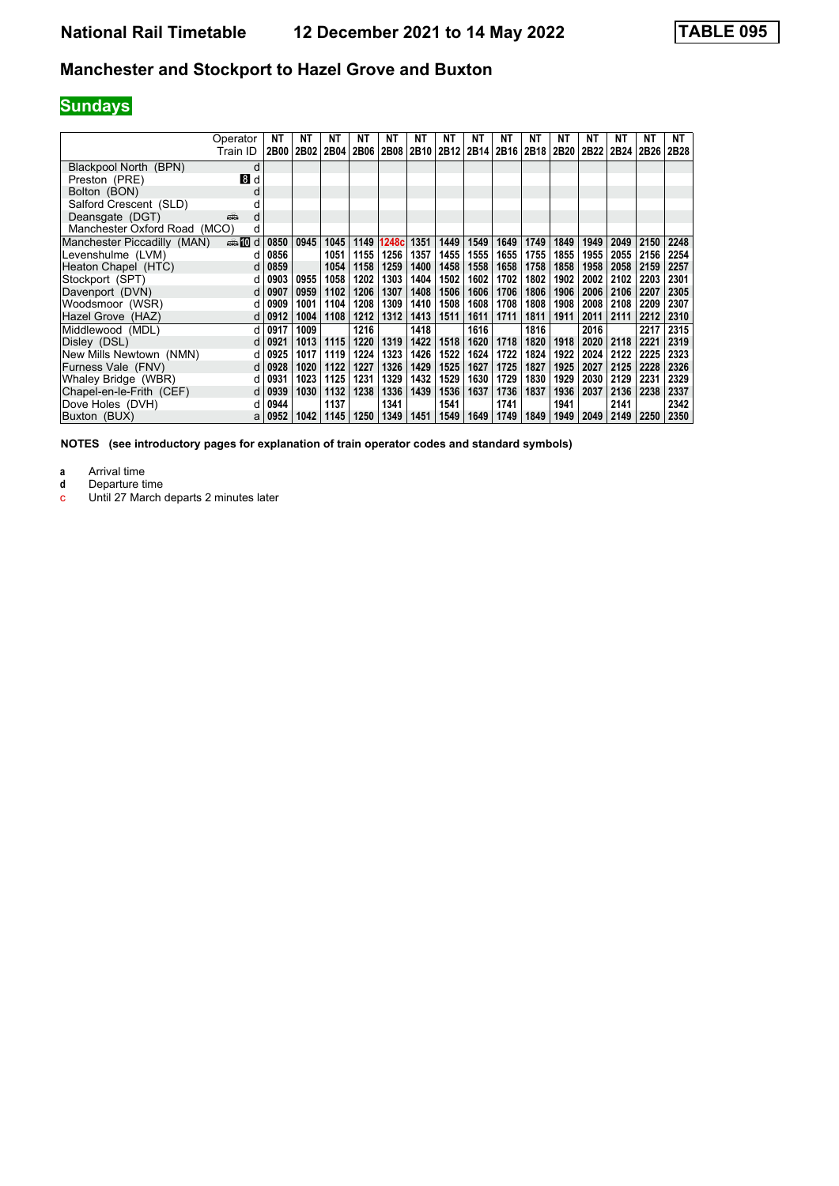# National Rail Timetable 12 December 2021 to 14 May 2022

**TABLE 095**

## Manchester and Stockport to Hazel Grove and Buxton

## Sundays

| Operator | | NT | NT | NT | NT | NT | NT | NT | NT | NT | NT | NT | NT | NT | NT | NT |
|---|---|---|---|---|---|---|---|---|---|---|---|---|---|---|---|---|
| Train ID | | 2B00 | 2B02 | 2B04 | 2B06 | 2B08 | 2B10 | 2B12 | 2B14 | 2B16 | 2B18 | 2B20 | 2B22 | 2B24 | 2B26 | 2B28 |
| Blackpool North (BPN) | d | | | | | | | | | | | | | | | |
| Preston (PRE) | 8 d | | | | | | | | | | | | | | | |
| Bolton (BON) | d | | | | | | | | | | | | | | | |
| Salford Crescent (SLD) | d | | | | | | | | | | | | | | | |
| Deansgate (DGT) | d | | | | | | | | | | | | | | | |
| Manchester Oxford Road (MCO) | d | | | | | | | | | | | | | | | |
| Manchester Piccadilly (MAN) | 10 d | 0850 | 0945 | 1045 | 1149 | 1248c | 1351 | 1449 | 1549 | 1649 | 1749 | 1849 | 1949 | 2049 | 2150 | 2248 |
| Levenshulme (LVM) | d | 0856 | | 1051 | 1155 | 1256 | 1357 | 1455 | 1555 | 1655 | 1755 | 1855 | 1955 | 2055 | 2156 | 2254 |
| Heaton Chapel (HTC) | d | 0859 | | 1054 | 1158 | 1259 | 1400 | 1458 | 1558 | 1658 | 1758 | 1858 | 1958 | 2058 | 2159 | 2257 |
| Stockport (SPT) | d | 0903 | 0955 | 1058 | 1202 | 1303 | 1404 | 1502 | 1602 | 1702 | 1802 | 1902 | 2002 | 2102 | 2203 | 2301 |
| Davenport (DVN) | d | 0907 | 0959 | 1102 | 1206 | 1307 | 1408 | 1506 | 1606 | 1706 | 1806 | 1906 | 2006 | 2106 | 2207 | 2305 |
| Woodsmoor (WSR) | d | 0909 | 1001 | 1104 | 1208 | 1309 | 1410 | 1508 | 1608 | 1708 | 1808 | 1908 | 2008 | 2108 | 2209 | 2307 |
| Hazel Grove (HAZ) | d | 0912 | 1004 | 1108 | 1212 | 1312 | 1413 | 1511 | 1611 | 1711 | 1811 | 1911 | 2011 | 2111 | 2212 | 2310 |
| Middlewood (MDL) | d | 0917 | 1009 | | 1216 | | 1418 | | 1616 | | 1816 | | 2016 | | 2217 | 2315 |
| Disley (DSL) | d | 0921 | 1013 | 1115 | 1220 | 1319 | 1422 | 1518 | 1620 | 1718 | 1820 | 1918 | 2020 | 2118 | 2221 | 2319 |
| New Mills Newtown (NMN) | d | 0925 | 1017 | 1119 | 1224 | 1323 | 1426 | 1522 | 1624 | 1722 | 1824 | 1922 | 2024 | 2122 | 2225 | 2323 |
| Furness Vale (FNV) | d | 0928 | 1020 | 1122 | 1227 | 1326 | 1429 | 1525 | 1627 | 1725 | 1827 | 1925 | 2027 | 2125 | 2228 | 2326 |
| Whaley Bridge (WBR) | d | 0931 | 1023 | 1125 | 1231 | 1329 | 1432 | 1529 | 1630 | 1729 | 1830 | 1929 | 2030 | 2129 | 2231 | 2329 |
| Chapel-en-le-Frith (CEF) | d | 0939 | 1030 | 1132 | 1238 | 1336 | 1439 | 1536 | 1637 | 1736 | 1837 | 1936 | 2037 | 2136 | 2238 | 2337 |
| Dove Holes (DVH) | d | 0944 | | 1137 | | 1341 | | 1541 | | 1741 | | 1941 | | 2141 | | 2342 |
| Buxton (BUX) | a | 0952 | 1042 | 1145 | 1250 | 1349 | 1451 | 1549 | 1649 | 1749 | 1849 | 1949 | 2049 | 2149 | 2250 | 2350 |

**NOTES (see introductory pages for explanation of train operator codes and standard symbols)**

**a** Arrival time
**d** Departure time
c Until 27 March departs 2 minutes later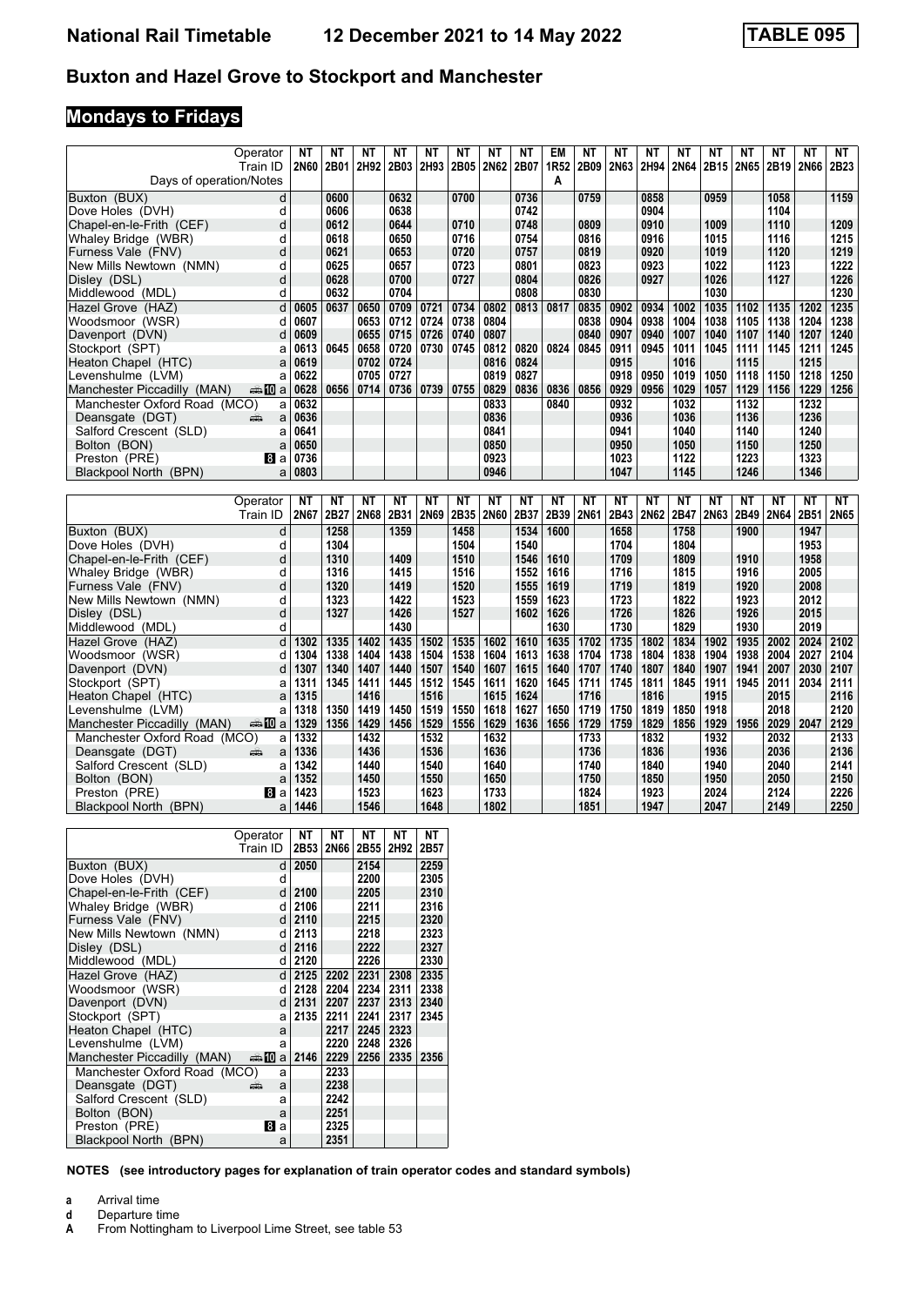# National Rail Timetable 12 December 2021 to 14 May 2022 TABLE 095

## Buxton and Hazel Grove to Stockport and Manchester

### Mondays to Fridays

| Operator | | NT | NT | NT | NT | NT | NT | NT | NT | EM | NT | NT | NT | NT | NT | NT | NT | NT | NT |
|---|---|---|---|---|---|---|---|---|---|---|---|---|---|---|---|---|---|---|---|
| Train ID | | 2N60 | 2B01 | 2H92 | 2B03 | 2H93 | 2B05 | 2N62 | 2B07 | 1R52 | 2B09 | 2N63 | 2H94 | 2N64 | 2B15 | 2N65 | 2B19 | 2N66 | 2B23 |
| Days of operation/Notes | | | | | | | | | | A | | | | | | | | | |
| Buxton (BUX) | d | | 0600 | | 0632 | | 0700 | | 0736 | | 0759 | | 0858 | | 0959 | | 1058 | | 1159 |
| Dove Holes (DVH) | d | | 0606 | | 0638 | | | | 0742 | | | | 0904 | | | | 1104 | | |
| Chapel-en-le-Frith (CEF) | d | | 0612 | | 0644 | | 0710 | | 0748 | | 0809 | | 0910 | | 1009 | | 1110 | | 1209 |
| Whaley Bridge (WBR) | d | | 0618 | | 0650 | | 0716 | | 0754 | | 0816 | | 0916 | | 1015 | | 1116 | | 1215 |
| Furness Vale (FNV) | d | | 0621 | | 0653 | | 0720 | | 0757 | | 0819 | | 0920 | | 1019 | | 1120 | | 1219 |
| New Mills Newtown (NMN) | d | | 0625 | | 0657 | | 0723 | | 0801 | | 0823 | | 0923 | | 1022 | | 1123 | | 1222 |
| Disley (DSL) | d | | 0628 | | 0700 | | 0727 | | 0804 | | 0826 | | 0927 | | 1026 | | 1127 | | 1226 |
| Middlewood (MDL) | d | | 0632 | | 0704 | | | | 0808 | | 0830 | | | | 1030 | | | | 1230 |
| Hazel Grove (HAZ) | d | 0605 | 0637 | 0650 | 0709 | 0721 | 0734 | 0802 | 0813 | 0817 | 0835 | 0902 | 0934 | 1002 | 1035 | 1102 | 1135 | 1202 | 1235 |
| Woodsmoor (WSR) | d | 0607 | | 0653 | 0712 | 0724 | 0738 | 0804 | | | 0838 | 0904 | 0938 | 1004 | 1038 | 1105 | 1138 | 1204 | 1238 |
| Davenport (DVN) | d | 0609 | | 0655 | 0715 | 0726 | 0740 | 0807 | | | 0840 | 0907 | 0940 | 1007 | 1040 | 1107 | 1140 | 1207 | 1240 |
| Stockport (SPT) | a | 0613 | 0645 | 0658 | 0720 | 0730 | 0745 | 0812 | 0820 | 0824 | 0845 | 0911 | 0945 | 1011 | 1045 | 1111 | 1145 | 1211 | 1245 |
| Heaton Chapel (HTC) | a | 0619 | | 0702 | 0724 | | | 0816 | 0824 | | | 0915 | | 1016 | | 1115 | | 1215 | |
| Levenshulme (LVM) | a | 0622 | | 0705 | 0727 | | | 0819 | 0827 | | | 0918 | 0950 | 1019 | 1050 | 1118 | 1150 | 1218 | 1250 |
| Manchester Piccadilly (MAN) | a | 0628 | 0656 | 0714 | 0736 | 0739 | 0755 | 0829 | 0836 | 0836 | 0856 | 0929 | 0956 | 1029 | 1057 | 1129 | 1156 | 1229 | 1256 |
| Manchester Oxford Road (MCO) | a | 0632 | | | | | | 0833 | | 0840 | | 0932 | | 1032 | | 1132 | | 1232 | |
| Deansgate (DGT) | a | 0636 | | | | | | 0836 | | | | 0936 | | 1036 | | 1136 | | 1236 | |
| Salford Crescent (SLD) | a | 0641 | | | | | | 0841 | | | | 0941 | | 1040 | | 1140 | | 1240 | |
| Bolton (BON) | a | 0650 | | | | | | 0850 | | | | 0950 | | 1050 | | 1150 | | 1250 | |
| Preston (PRE) | a | 0736 | | | | | | 0923 | | | | 1023 | | 1122 | | 1223 | | 1323 | |
| Blackpool North (BPN) | a | 0803 | | | | | | 0946 | | | | 1047 | | 1145 | | 1246 | | 1346 | |

| Operator | | NT | NT | NT | NT | NT | NT | NT | NT | NT | NT | NT | NT | NT | NT | NT | NT | NT | NT |
|---|---|---|---|---|---|---|---|---|---|---|---|---|---|---|---|---|---|---|---|
| Train ID | | 2N67 | 2B27 | 2N68 | 2B31 | 2N69 | 2B35 | 2N60 | 2B37 | 2B39 | 2N61 | 2B43 | 2N62 | 2B47 | 2N63 | 2B49 | 2N64 | 2B51 | 2N65 |
| Buxton (BUX) | d | | 1258 | | 1359 | | 1458 | | 1534 | 1600 | | 1658 | | 1758 | | 1900 | | 1947 | |
| Dove Holes (DVH) | d | | 1304 | | | | 1504 | | 1540 | | | 1704 | | 1804 | | | | 1953 | |
| Chapel-en-le-Frith (CEF) | d | | 1310 | | 1409 | | 1510 | | 1546 | 1610 | | 1709 | | 1809 | | 1910 | | 1958 | |
| Whaley Bridge (WBR) | d | | 1316 | | 1415 | | 1516 | | 1552 | 1616 | | 1716 | | 1815 | | 1916 | | 2005 | |
| Furness Vale (FNV) | d | | 1320 | | 1419 | | 1520 | | 1555 | 1619 | | 1719 | | 1819 | | 1920 | | 2008 | |
| New Mills Newtown (NMN) | d | | 1323 | | 1422 | | 1523 | | 1559 | 1623 | | 1723 | | 1822 | | 1923 | | 2012 | |
| Disley (DSL) | d | | 1327 | | 1426 | | 1527 | | 1602 | 1626 | | 1726 | | 1826 | | 1926 | | 2015 | |
| Middlewood (MDL) | d | | | | 1430 | | | | | 1630 | | 1730 | | 1829 | | 1930 | | 2019 | |
| Hazel Grove (HAZ) | d | 1302 | 1335 | 1402 | 1435 | 1502 | 1535 | 1602 | 1610 | 1635 | 1702 | 1735 | 1802 | 1834 | 1902 | 1935 | 2002 | 2024 | 2102 |
| Woodsmoor (WSR) | d | 1304 | 1338 | 1404 | 1438 | 1504 | 1538 | 1604 | 1613 | 1638 | 1704 | 1738 | 1804 | 1838 | 1904 | 1938 | 2004 | 2027 | 2104 |
| Davenport (DVN) | d | 1307 | 1340 | 1407 | 1440 | 1507 | 1540 | 1607 | 1615 | 1640 | 1707 | 1740 | 1807 | 1840 | 1907 | 1941 | 2007 | 2030 | 2107 |
| Stockport (SPT) | a | 1311 | 1345 | 1411 | 1445 | 1512 | 1545 | 1611 | 1620 | 1645 | 1711 | 1745 | 1811 | 1845 | 1911 | 1945 | 2011 | 2034 | 2111 |
| Heaton Chapel (HTC) | a | 1315 | | 1416 | | 1516 | | 1615 | 1624 | | 1716 | | 1816 | | 1915 | | 2015 | | 2116 |
| Levenshulme (LVM) | a | 1318 | 1350 | 1419 | 1450 | 1519 | 1550 | 1618 | 1627 | 1650 | 1719 | 1750 | 1819 | 1850 | 1918 | | 2018 | | 2120 |
| Manchester Piccadilly (MAN) | a | 1329 | 1356 | 1429 | 1456 | 1529 | 1556 | 1629 | 1636 | 1656 | 1729 | 1759 | 1829 | 1856 | 1929 | 1956 | 2029 | 2047 | 2129 |
| Manchester Oxford Road (MCO) | a | 1332 | | 1432 | | 1532 | | 1632 | | | 1733 | | 1832 | | 1932 | | 2032 | | 2133 |
| Deansgate (DGT) | a | 1336 | | 1436 | | 1536 | | 1636 | | | 1736 | | 1836 | | 1936 | | 2036 | | 2136 |
| Salford Crescent (SLD) | a | 1342 | | 1440 | | 1540 | | 1640 | | | 1740 | | 1840 | | 1940 | | 2040 | | 2141 |
| Bolton (BON) | a | 1352 | | 1450 | | 1550 | | 1650 | | | 1750 | | 1850 | | 1950 | | 2050 | | 2150 |
| Preston (PRE) | a | 1423 | | 1523 | | 1623 | | 1733 | | | 1824 | | 1923 | | 2024 | | 2124 | | 2226 |
| Blackpool North (BPN) | a | 1446 | | 1546 | | 1648 | | 1802 | | | 1851 | | 1947 | | 2047 | | 2149 | | 2250 |

| Operator | | NT | NT | NT | NT | NT |
|---|---|---|---|---|---|---|
| Train ID | | 2B53 | 2N66 | 2B55 | 2H92 | 2B57 |
| Buxton (BUX) | d | 2050 | | 2154 | | 2259 |
| Dove Holes (DVH) | d | | | 2200 | | 2305 |
| Chapel-en-le-Frith (CEF) | d | 2100 | | 2205 | | 2310 |
| Whaley Bridge (WBR) | d | 2106 | | 2211 | | 2316 |
| Furness Vale (FNV) | d | 2110 | | 2215 | | 2320 |
| New Mills Newtown (NMN) | d | 2113 | | 2218 | | 2323 |
| Disley (DSL) | d | 2116 | | 2222 | | 2327 |
| Middlewood (MDL) | d | 2120 | | 2226 | | 2330 |
| Hazel Grove (HAZ) | d | 2125 | 2202 | 2231 | 2308 | 2335 |
| Woodsmoor (WSR) | d | 2128 | 2204 | 2234 | 2311 | 2338 |
| Davenport (DVN) | d | 2131 | 2207 | 2237 | 2313 | 2340 |
| Stockport (SPT) | a | 2135 | 2211 | 2241 | 2317 | 2345 |
| Heaton Chapel (HTC) | a | | 2217 | 2245 | 2323 | |
| Levenshulme (LVM) | a | | 2220 | 2248 | 2326 | |
| Manchester Piccadilly (MAN) | a | 2146 | 2229 | 2256 | 2335 | 2356 |
| Manchester Oxford Road (MCO) | a | | 2233 | | | |
| Deansgate (DGT) | a | | 2238 | | | |
| Salford Crescent (SLD) | a | | 2242 | | | |
| Bolton (BON) | a | | 2251 | | | |
| Preston (PRE) | a | | 2325 | | | |
| Blackpool North (BPN) | a | | 2351 | | | |

**NOTES (see introductory pages for explanation of train operator codes and standard symbols)**

**a** Arrival time
**d** Departure time
**A** From Nottingham to Liverpool Lime Street, see table 53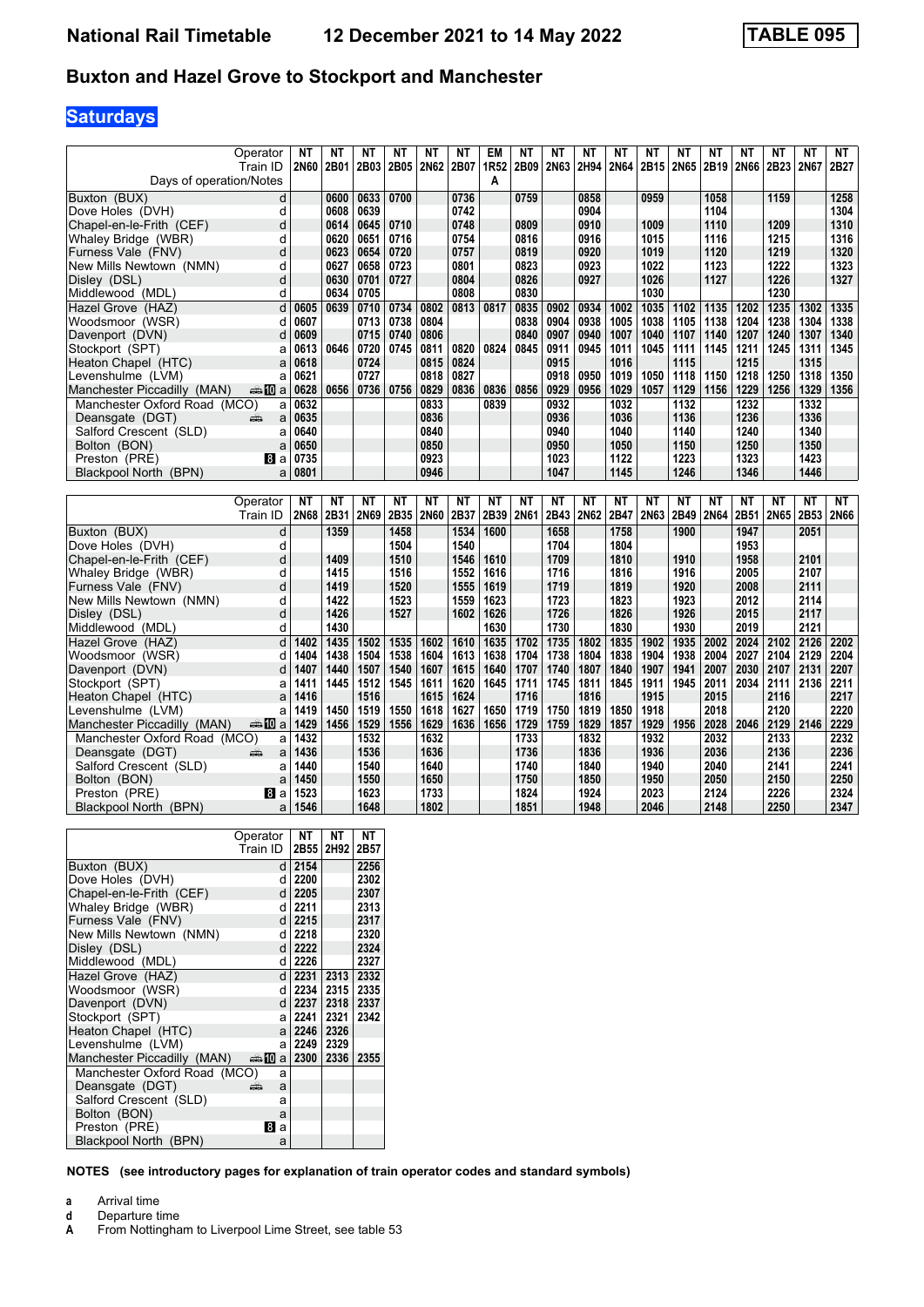# Buxton and Hazel Grove to Stockport and Manchester

## Saturdays

| Operator | | NT | NT | NT | NT | NT | NT | EM | NT | NT | NT | NT | NT | NT | NT | NT | NT | NT | NT |
|---|---|---|---|---|---|---|---|---|---|---|---|---|---|---|---|---|---|---|---|
| Train ID | | 2N60 | 2B01 | 2B03 | 2B05 | 2N62 | 2B07 | 1R52 | 2B09 | 2N63 | 2H94 | 2N64 | 2B15 | 2N65 | 2B19 | 2N66 | 2B23 | 2N67 | 2B27 |
| Days of operation/Notes | | | | | | | | A | | | | | | | | | | | |
| Buxton (BUX) | d | | 0600 | 0633 | 0700 | | 0736 | | 0759 | | 0858 | | 0959 | | 1058 | | 1159 | | 1258 |
| Dove Holes (DVH) | d | | 0608 | 0639 | | | 0742 | | | | 0904 | | | | 1104 | | | | 1304 |
| Chapel-en-le-Frith (CEF) | d | | 0614 | 0645 | 0710 | | 0748 | | 0809 | | 0910 | | 1009 | | 1110 | | 1209 | | 1310 |
| Whaley Bridge (WBR) | d | | 0620 | 0651 | 0716 | | 0754 | | 0816 | | 0916 | | 1015 | | 1116 | | 1215 | | 1316 |
| Furness Vale (FNV) | d | | 0623 | 0654 | 0720 | | 0757 | | 0819 | | 0920 | | 1019 | | 1120 | | 1219 | | 1320 |
| New Mills Newtown (NMN) | d | | 0627 | 0658 | 0723 | | 0801 | | 0823 | | 0923 | | 1022 | | 1123 | | 1222 | | 1323 |
| Disley (DSL) | d | | 0630 | 0701 | 0727 | | 0804 | | 0826 | | 0927 | | 1026 | | 1127 | | 1226 | | 1327 |
| Middlewood (MDL) | d | | 0634 | 0705 | | | 0808 | | 0830 | | | | 1030 | | | | 1230 | | |
| Hazel Grove (HAZ) | d | 0605 | 0639 | 0710 | 0734 | 0802 | 0813 | 0817 | 0835 | 0902 | 0934 | 1002 | 1035 | 1102 | 1135 | 1202 | 1235 | 1302 | 1335 |
| Woodsmoor (WSR) | d | 0607 | | 0713 | 0738 | 0804 | | | 0838 | 0904 | 0938 | 1005 | 1038 | 1105 | 1138 | 1204 | 1238 | 1304 | 1338 |
| Davenport (DVN) | d | 0609 | | 0715 | 0740 | 0806 | | | 0840 | 0907 | 0940 | 1007 | 1040 | 1107 | 1140 | 1207 | 1240 | 1307 | 1340 |
| Stockport (SPT) | a | 0613 | 0646 | 0720 | 0745 | 0811 | 0820 | 0824 | 0845 | 0911 | 0945 | 1011 | 1045 | 1111 | 1145 | 1211 | 1245 | 1311 | 1345 |
| Heaton Chapel (HTC) | a | 0618 | | 0724 | | 0815 | 0824 | | | 0915 | | 1016 | | 1115 | | 1215 | | 1315 | |
| Levenshulme (LVM) | a | 0621 | | 0727 | | 0818 | 0827 | | | 0918 | 0950 | 1019 | 1050 | 1118 | 1150 | 1218 | 1250 | 1318 | 1350 |
| Manchester Piccadilly (MAN) | a | 0628 | 0656 | 0736 | 0756 | 0829 | 0836 | 0836 | 0856 | 0929 | 0956 | 1029 | 1057 | 1129 | 1156 | 1229 | 1256 | 1329 | 1356 |
| Manchester Oxford Road (MCO) | a | 0632 | | | | 0833 | | 0839 | | 0932 | | 1032 | | 1132 | | 1232 | | 1332 | |
| Deansgate (DGT) | a | 0635 | | | | 0836 | | | | 0936 | | 1036 | | 1136 | | 1236 | | 1336 | |
| Salford Crescent (SLD) | a | 0640 | | | | 0840 | | | | 0940 | | 1040 | | 1140 | | 1240 | | 1340 | |
| Bolton (BON) | a | 0650 | | | | 0850 | | | | 0950 | | 1050 | | 1150 | | 1250 | | 1350 | |
| Preston (PRE) | a | 0735 | | | | 0923 | | | | 1023 | | 1122 | | 1223 | | 1323 | | 1423 | |
| Blackpool North (BPN) | a | 0801 | | | | 0946 | | | | 1047 | | 1145 | | 1246 | | 1346 | | 1446 | |

| Operator | | NT | NT | NT | NT | NT | NT | NT | NT | NT | NT | NT | NT | NT | NT | NT | NT | NT | NT |
|---|---|---|---|---|---|---|---|---|---|---|---|---|---|---|---|---|---|---|---|
| Train ID | | 2N68 | 2B31 | 2N69 | 2B35 | 2N60 | 2B37 | 2B39 | 2N61 | 2B43 | 2N62 | 2B47 | 2N63 | 2B49 | 2N64 | 2B51 | 2N65 | 2B53 | 2N66 |
| Buxton (BUX) | d | | 1359 | | 1458 | | 1534 | 1600 | | 1658 | | 1758 | | 1900 | | 1947 | | 2051 | |
| Dove Holes (DVH) | d | | | | 1504 | | 1540 | | | 1704 | | 1804 | | | | 1953 | | | |
| Chapel-en-le-Frith (CEF) | d | | 1409 | | 1510 | | 1546 | 1610 | | 1709 | | 1810 | | 1910 | | 1958 | | 2101 | |
| Whaley Bridge (WBR) | d | | 1415 | | 1516 | | 1552 | 1616 | | 1716 | | 1816 | | 1916 | | 2005 | | 2107 | |
| Furness Vale (FNV) | d | | 1419 | | 1520 | | 1555 | 1619 | | 1719 | | 1819 | | 1920 | | 2008 | | 2111 | |
| New Mills Newtown (NMN) | d | | 1422 | | 1523 | | 1559 | 1623 | | 1723 | | 1823 | | 1923 | | 2012 | | 2114 | |
| Disley (DSL) | d | | 1426 | | 1527 | | 1602 | 1626 | | 1726 | | 1826 | | 1926 | | 2015 | | 2117 | |
| Middlewood (MDL) | d | | 1430 | | | | | 1630 | | 1730 | | 1830 | | 1930 | | 2019 | | 2121 | |
| Hazel Grove (HAZ) | d | 1402 | 1435 | 1502 | 1535 | 1602 | 1610 | 1635 | 1702 | 1735 | 1802 | 1835 | 1902 | 1935 | 2002 | 2024 | 2102 | 2126 | 2202 |
| Woodsmoor (WSR) | d | 1404 | 1438 | 1504 | 1538 | 1604 | 1613 | 1638 | 1704 | 1738 | 1804 | 1838 | 1904 | 1938 | 2004 | 2027 | 2104 | 2129 | 2204 |
| Davenport (DVN) | d | 1407 | 1440 | 1507 | 1540 | 1607 | 1615 | 1640 | 1707 | 1740 | 1807 | 1840 | 1907 | 1941 | 2007 | 2030 | 2107 | 2131 | 2207 |
| Stockport (SPT) | a | 1411 | 1445 | 1512 | 1545 | 1611 | 1620 | 1645 | 1711 | 1745 | 1811 | 1845 | 1911 | 1945 | 2011 | 2034 | 2111 | 2136 | 2211 |
| Heaton Chapel (HTC) | a | 1416 | | 1516 | | 1615 | 1624 | | 1716 | | 1816 | | 1915 | | 2015 | | 2116 | | 2217 |
| Levenshulme (LVM) | a | 1419 | 1450 | 1519 | 1550 | 1618 | 1627 | 1650 | 1719 | 1750 | 1819 | 1850 | 1918 | | 2018 | | 2120 | | 2220 |
| Manchester Piccadilly (MAN) | a | 1429 | 1456 | 1529 | 1556 | 1629 | 1636 | 1656 | 1729 | 1759 | 1829 | 1857 | 1929 | 1956 | 2028 | 2046 | 2129 | 2146 | 2229 |
| Manchester Oxford Road (MCO) | a | 1432 | | 1532 | | 1632 | | | 1733 | | 1832 | | 1932 | | 2032 | | 2133 | | 2232 |
| Deansgate (DGT) | a | 1436 | | 1536 | | 1636 | | | 1736 | | 1836 | | 1936 | | 2036 | | 2136 | | 2236 |
| Salford Crescent (SLD) | a | 1440 | | 1540 | | 1640 | | | 1740 | | 1840 | | 1940 | | 2040 | | 2141 | | 2241 |
| Bolton (BON) | a | 1450 | | 1550 | | 1650 | | | 1750 | | 1850 | | 1950 | | 2050 | | 2150 | | 2250 |
| Preston (PRE) | a | 1523 | | 1623 | | 1733 | | | 1824 | | 1924 | | 2023 | | 2124 | | 2226 | | 2324 |
| Blackpool North (BPN) | a | 1546 | | 1648 | | 1802 | | | 1851 | | 1948 | | 2046 | | 2148 | | 2250 | | 2347 |

| Operator | | NT | NT | NT |
|---|---|---|---|---|
| Train ID | | 2B55 | 2H92 | 2B57 |
| Buxton (BUX) | d | 2154 | | 2256 |
| Dove Holes (DVH) | d | 2200 | | 2302 |
| Chapel-en-le-Frith (CEF) | d | 2205 | | 2307 |
| Whaley Bridge (WBR) | d | 2211 | | 2313 |
| Furness Vale (FNV) | d | 2215 | | 2317 |
| New Mills Newtown (NMN) | d | 2218 | | 2320 |
| Disley (DSL) | d | 2222 | | 2324 |
| Middlewood (MDL) | d | 2226 | | 2327 |
| Hazel Grove (HAZ) | d | 2231 | 2313 | 2332 |
| Woodsmoor (WSR) | d | 2234 | 2315 | 2335 |
| Davenport (DVN) | d | 2237 | 2318 | 2337 |
| Stockport (SPT) | a | 2241 | 2321 | 2342 |
| Heaton Chapel (HTC) | a | 2246 | 2326 | |
| Levenshulme (LVM) | a | 2249 | 2329 | |
| Manchester Piccadilly (MAN) | a | 2300 | 2336 | 2355 |
| Manchester Oxford Road (MCO) | a | | | |
| Deansgate (DGT) | a | | | |
| Salford Crescent (SLD) | a | | | |
| Bolton (BON) | a | | | |
| Preston (PRE) | a | | | |
| Blackpool North (BPN) | a | | | |

**NOTES (see introductory pages for explanation of train operator codes and standard symbols)**

**a** Arrival time
**d** Departure time
**A** From Nottingham to Liverpool Lime Street, see table 53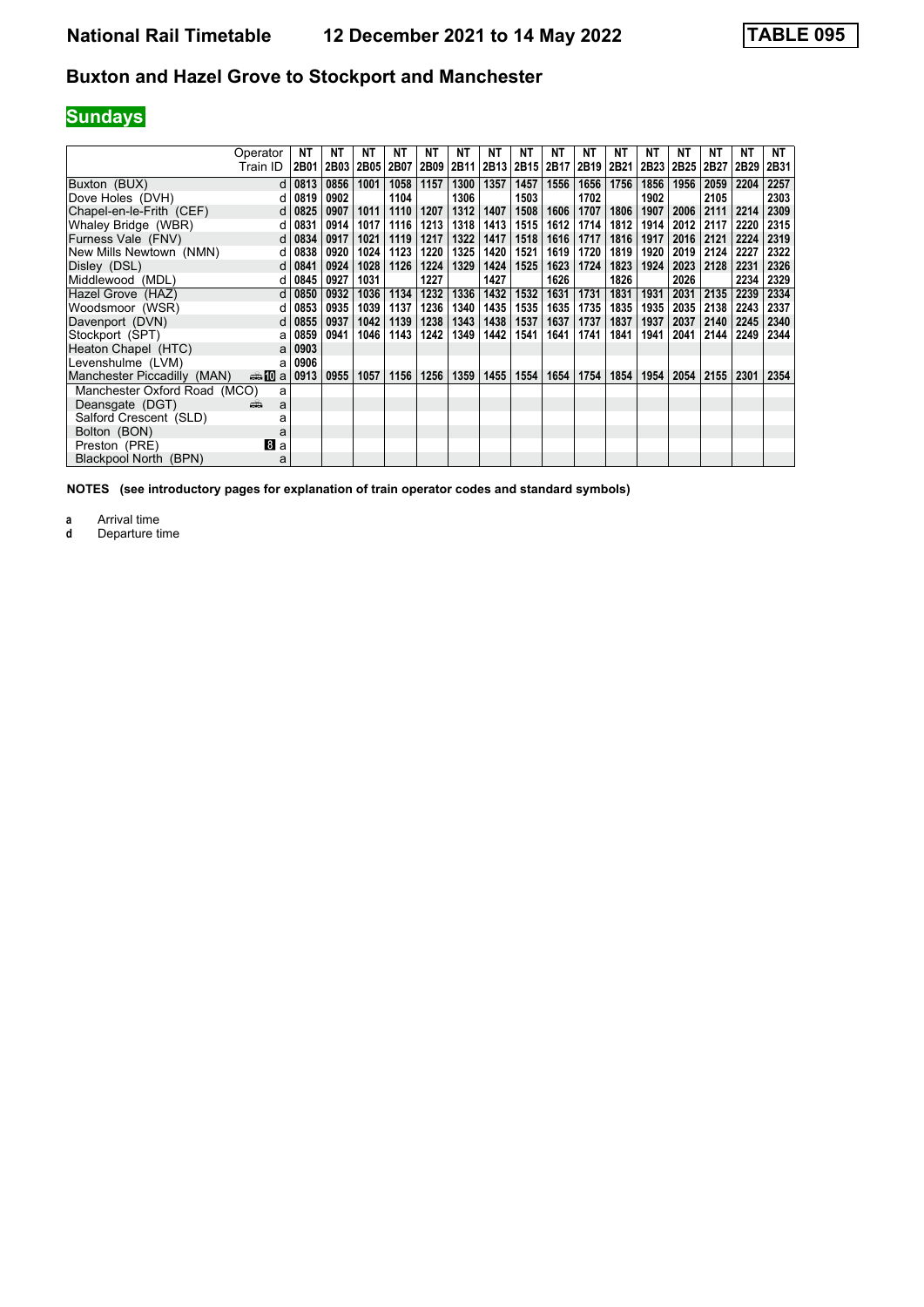# National Rail Timetable 12 December 2021 to 14 May 2022 TABLE 095

## Buxton and Hazel Grove to Stockport and Manchester

### Sundays

| Operator | | NT | NT | NT | NT | NT | NT | NT | NT | NT | NT | NT | NT | NT | NT | NT | NT |
|---|---|---|---|---|---|---|---|---|---|---|---|---|---|---|---|---|---|
| Train ID | | 2B01 | 2B03 | 2B05 | 2B07 | 2B09 | 2B11 | 2B13 | 2B15 | 2B17 | 2B19 | 2B21 | 2B23 | 2B25 | 2B27 | 2B29 | 2B31 |
| Buxton (BUX) | d | 0813 | 0856 | 1001 | 1058 | 1157 | 1300 | 1357 | 1457 | 1556 | 1656 | 1756 | 1856 | 1956 | 2059 | 2204 | 2257 |
| Dove Holes (DVH) | d | 0819 | 0902 | | 1104 | | 1306 | | 1503 | | 1702 | | 1902 | | 2105 | | 2303 |
| Chapel-en-le-Frith (CEF) | d | 0825 | 0907 | 1011 | 1110 | 1207 | 1312 | 1407 | 1508 | 1606 | 1707 | 1806 | 1907 | 2006 | 2111 | 2214 | 2309 |
| Whaley Bridge (WBR) | d | 0831 | 0914 | 1017 | 1116 | 1213 | 1318 | 1413 | 1515 | 1612 | 1714 | 1812 | 1914 | 2012 | 2117 | 2220 | 2315 |
| Furness Vale (FNV) | d | 0834 | 0917 | 1021 | 1119 | 1217 | 1322 | 1417 | 1518 | 1616 | 1717 | 1816 | 1917 | 2016 | 2121 | 2224 | 2319 |
| New Mills Newtown (NMN) | d | 0838 | 0920 | 1024 | 1123 | 1220 | 1325 | 1420 | 1521 | 1619 | 1720 | 1819 | 1920 | 2019 | 2124 | 2227 | 2322 |
| Disley (DSL) | d | 0841 | 0924 | 1028 | 1126 | 1224 | 1329 | 1424 | 1525 | 1623 | 1724 | 1823 | 1924 | 2023 | 2128 | 2231 | 2326 |
| Middlewood (MDL) | d | 0845 | 0927 | 1031 | | 1227 | | 1427 | | 1626 | | 1826 | | 2026 | | 2234 | 2329 |
| Hazel Grove (HAZ) | d | 0850 | 0932 | 1036 | 1134 | 1232 | 1336 | 1432 | 1532 | 1631 | 1731 | 1831 | 1931 | 2031 | 2135 | 2239 | 2334 |
| Woodsmoor (WSR) | d | 0853 | 0935 | 1039 | 1137 | 1236 | 1340 | 1435 | 1535 | 1635 | 1735 | 1835 | 1935 | 2035 | 2138 | 2243 | 2337 |
| Davenport (DVN) | d | 0855 | 0937 | 1042 | 1139 | 1238 | 1343 | 1438 | 1537 | 1637 | 1737 | 1837 | 1937 | 2037 | 2140 | 2245 | 2340 |
| Stockport (SPT) | a | 0859 | 0941 | 1046 | 1143 | 1242 | 1349 | 1442 | 1541 | 1641 | 1741 | 1841 | 1941 | 2041 | 2144 | 2249 | 2344 |
| Heaton Chapel (HTC) | a | 0903 | | | | | | | | | | | | | | | |
| Levenshulme (LVM) | a | 0906 | | | | | | | | | | | | | | | |
| Manchester Piccadilly (MAN) 10 | a | 0913 | 0955 | 1057 | 1156 | 1256 | 1359 | 1455 | 1554 | 1654 | 1754 | 1854 | 1954 | 2054 | 2155 | 2301 | 2354 |
| Manchester Oxford Road (MCO) | a | | | | | | | | | | | | | | | | |
| Deansgate (DGT) | a | | | | | | | | | | | | | | | | |
| Salford Crescent (SLD) | a | | | | | | | | | | | | | | | | |
| Bolton (BON) | a | | | | | | | | | | | | | | | | |
| Preston (PRE) 8 | a | | | | | | | | | | | | | | | | |
| Blackpool North (BPN) | a | | | | | | | | | | | | | | | | |

**NOTES (see introductory pages for explanation of train operator codes and standard symbols)**

**a** Arrival time
**d** Departure time